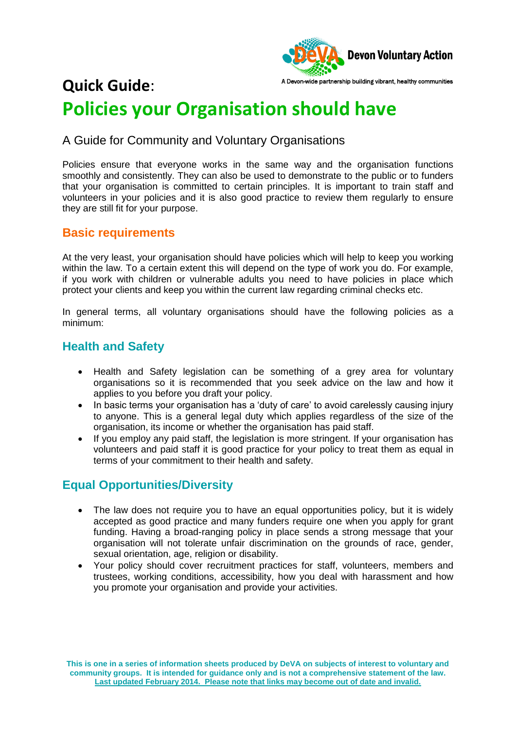Devon Voluntary Action

A Devon-wide partnership building vibrant, healthy communities

# Quick Guide: Policies your Organisation should have

A Guide for Community and Voluntary Organisations

Policies ensure that everyone works in the same way and the organisation functions smoothly and consistently. They can also be used to demonstrate to the public or to funders that your organisation is committed to certain principles. It is important to train staff and volunteers in your policies and it is also good practice to review them regularly to ensure they are still fit for your purpose.

## Basic requirements

At the very least, your organisation should have policies which will help to keep you working within the law. To a certain extent this will depend on the type of work you do. For example, if you work with children or vulnerable adults you need to have policies in place which protect your clients and keep you within the current law regarding criminal checks etc.

In general terms, all voluntary organisations should have the following policies as a minimum:

## Health and Safety

- Health and Safety legislation can be something of a grey area for voluntary organisations so it is recommended that you seek advice on the law and how it applies to you before you draft your policy.
- In basic terms your organisation has a 'duty of care' to avoid carelessly causing injury to anyone. This is a general legal duty which applies regardless of the size of the organisation, its income or whether the organisation has paid staff.
- If you employ any paid staff, the legislation is more stringent. If your organisation has volunteers and paid staff it is good practice for your policy to treat them as equal in terms of your commitment to their health and safety.

## Equal Opportunities/Diversity

- The law does not require you to have an equal opportunities policy, but it is widely accepted as good practice and many funders require one when you apply for grant funding. Having a broad-ranging policy in place sends a strong message that your organisation will not tolerate unfair discrimination on the grounds of race, gender, sexual orientation, age, religion or disability.
- Your policy should cover recruitment practices for staff, volunteers, members and trustees, working conditions, accessibility, how you deal with harassment and how you promote your organisation and provide your activities.

**This is one in a series of information sheets produced by DeVA on subjects of interest to voluntary and community groups. It is intended for guidance only and is not a comprehensive statement of the law. Last updated February 2014. Please note that links may become out of date and invalid.**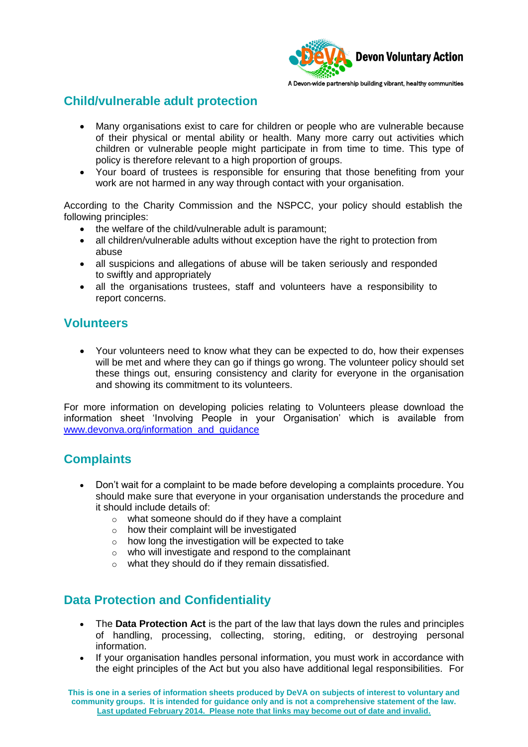## Child/vulnerable adult protection

- Many organisations exist to care for children or people who are vulnerable because of their physical or mental ability or health. Many more carry out activities which children or vulnerable people might participate in from time to time. This type of policy is therefore relevant to a high proportion of groups.
- Your board of trustees is responsible for ensuring that those benefiting from your work are not harmed in any way through contact with your organisation.

According to the Charity Commission and the NSPCC, your policy should establish the following principles:

- the welfare of the child/vulnerable adult is paramount;
- all children/vulnerable adults without exception have the right to protection from abuse
- all suspicions and allegations of abuse will be taken seriously and responded to swiftly and appropriately
- all the organisations trustees, staff and volunteers have a responsibility to report concerns.

## Volunteers

- Your volunteers need to know what they can be expected to do, how their expenses will be met and where they can go if things go wrong. The volunteer policy should set these things out, ensuring consistency and clarity for everyone in the organisation and showing its commitment to its volunteers.

For more information on developing policies relating to Volunteers please download the information sheet 'Involving People in your Organisation' which is available from [www.devonva.org/information_and_guidance](www.devonva.org/information_and_guidance)

## Complaints

- Don't wait for a complaint to be made before developing a complaints procedure. You should make sure that everyone in your organisation understands the procedure and it should include details of:
  - what someone should do if they have a complaint
  - how their complaint will be investigated
  - how long the investigation will be expected to take
  - who will investigate and respond to the complainant
  - what they should do if they remain dissatisfied.

## Data Protection and Confidentiality

- The **Data Protection Act** is the part of the law that lays down the rules and principles of handling, processing, collecting, storing, editing, or destroying personal information.
- If your organisation handles personal information, you must work in accordance with the eight principles of the Act but you also have additional legal responsibilities. For

**This is one in a series of information sheets produced by DeVA on subjects of interest to voluntary and community groups. It is intended for guidance only and is not a comprehensive statement of the law.**
**Last updated February 2014. Please note that links may become out of date and invalid.**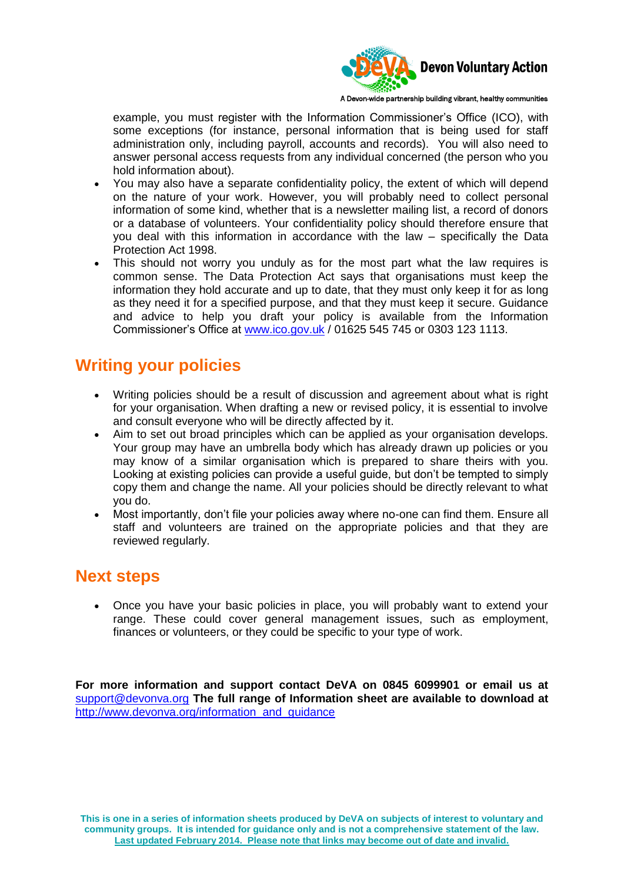example, you must register with the Information Commissioner's Office (ICO), with some exceptions (for instance, personal information that is being used for staff administration only, including payroll, accounts and records). You will also need to answer personal access requests from any individual concerned (the person who you hold information about).

- You may also have a separate confidentiality policy, the extent of which will depend on the nature of your work. However, you will probably need to collect personal information of some kind, whether that is a newsletter mailing list, a record of donors or a database of volunteers. Your confidentiality policy should therefore ensure that you deal with this information in accordance with the law – specifically the Data Protection Act 1998.
- This should not worry you unduly as for the most part what the law requires is common sense. The Data Protection Act says that organisations must keep the information they hold accurate and up to date, that they must only keep it for as long as they need it for a specified purpose, and that they must keep it secure. Guidance and advice to help you draft your policy is available from the Information Commissioner's Office at [www.ico.gov.uk](http://www.ico.gov.uk) / 01625 545 745 or 0303 123 1113.

## Writing your policies

- Writing policies should be a result of discussion and agreement about what is right for your organisation. When drafting a new or revised policy, it is essential to involve and consult everyone who will be directly affected by it.
- Aim to set out broad principles which can be applied as your organisation develops. Your group may have an umbrella body which has already drawn up policies or you may know of a similar organisation which is prepared to share theirs with you. Looking at existing policies can provide a useful guide, but don't be tempted to simply copy them and change the name. All your policies should be directly relevant to what you do.
- Most importantly, don't file your policies away where no-one can find them. Ensure all staff and volunteers are trained on the appropriate policies and that they are reviewed regularly.

## Next steps

- Once you have your basic policies in place, you will probably want to extend your range. These could cover general management issues, such as employment, finances or volunteers, or they could be specific to your type of work.

**For more information and support contact DeVA on 0845 6099901 or email us at** [support@devonva.org](mailto:support@devonva.org) **The full range of Information sheet are available to download at** [http://www.devonva.org/information_and_guidance](http://www.devonva.org/information_and_guidance)

**This is one in a series of information sheets produced by DeVA on subjects of interest to voluntary and community groups. It is intended for guidance only and is not a comprehensive statement of the law. Last updated February 2014. Please note that links may become out of date and invalid.**